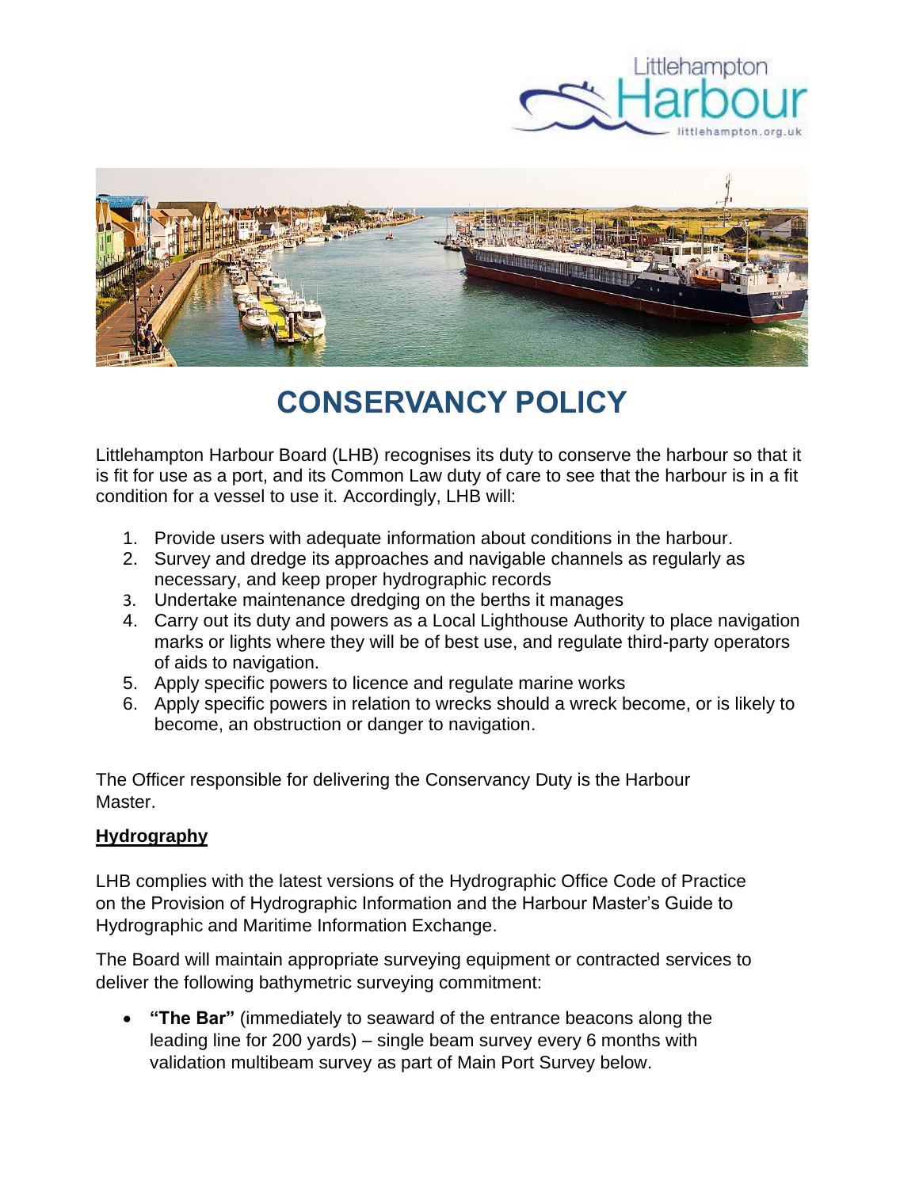# CONSERVANCY POLICY

Littlehampton Harbour Board (LHB) recognises its duty to conserve the harbour so that it is fit for use as a port, and its Common Law duty of care to see that the harbour is in a fit condition for a vessel to use it. Accordingly, LHB will:

1. Provide users with adequate information about conditions in the harbour.
2. Survey and dredge its approaches and navigable channels as regularly as necessary, and keep proper hydrographic records
3. Undertake maintenance dredging on the berths it manages
4. Carry out its duty and powers as a Local Lighthouse Authority to place navigation marks or lights where they will be of best use, and regulate third-party operators of aids to navigation.
5. Apply specific powers to licence and regulate marine works
6. Apply specific powers in relation to wrecks should a wreck become, or is likely to become, an obstruction or danger to navigation.

The Officer responsible for delivering the Conservancy Duty is the Harbour Master.

## Hydrography

LHB complies with the latest versions of the Hydrographic Office Code of Practice on the Provision of Hydrographic Information and the Harbour Master's Guide to Hydrographic and Maritime Information Exchange.

The Board will maintain appropriate surveying equipment or contracted services to deliver the following bathymetric surveying commitment:

- **"The Bar"** (immediately to seaward of the entrance beacons along the leading line for 200 yards) – single beam survey every 6 months with validation multibeam survey as part of Main Port Survey below.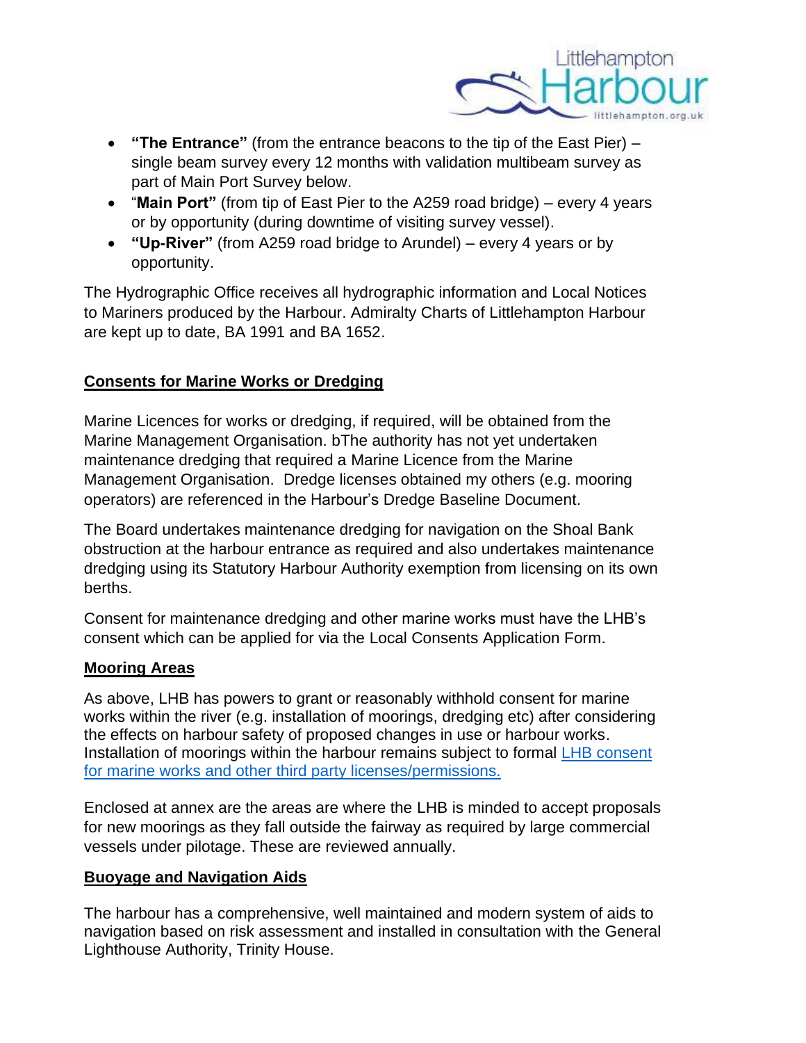- **"The Entrance"** (from the entrance beacons to the tip of the East Pier) – single beam survey every 12 months with validation multibeam survey as part of Main Port Survey below.
- "**Main Port"** (from tip of East Pier to the A259 road bridge) – every 4 years or by opportunity (during downtime of visiting survey vessel).
- **"Up-River"** (from A259 road bridge to Arundel) – every 4 years or by opportunity.

The Hydrographic Office receives all hydrographic information and Local Notices to Mariners produced by the Harbour. Admiralty Charts of Littlehampton Harbour are kept up to date, BA 1991 and BA 1652.

## Consents for Marine Works or Dredging

Marine Licences for works or dredging, if required, will be obtained from the Marine Management Organisation. bThe authority has not yet undertaken maintenance dredging that required a Marine Licence from the Marine Management Organisation. Dredge licenses obtained my others (e.g. mooring operators) are referenced in the Harbour's Dredge Baseline Document.

The Board undertakes maintenance dredging for navigation on the Shoal Bank obstruction at the harbour entrance as required and also undertakes maintenance dredging using its Statutory Harbour Authority exemption from licensing on its own berths.

Consent for maintenance dredging and other marine works must have the LHB's consent which can be applied for via the Local Consents Application Form.

## Mooring Areas

As above, LHB has powers to grant or reasonably withhold consent for marine works within the river (e.g. installation of moorings, dredging etc) after considering the effects on harbour safety of proposed changes in use or harbour works. Installation of moorings within the harbour remains subject to formal LHB consent for marine works and other third party licenses/permissions.

Enclosed at annex are the areas are where the LHB is minded to accept proposals for new moorings as they fall outside the fairway as required by large commercial vessels under pilotage. These are reviewed annually.

## Buoyage and Navigation Aids

The harbour has a comprehensive, well maintained and modern system of aids to navigation based on risk assessment and installed in consultation with the General Lighthouse Authority, Trinity House.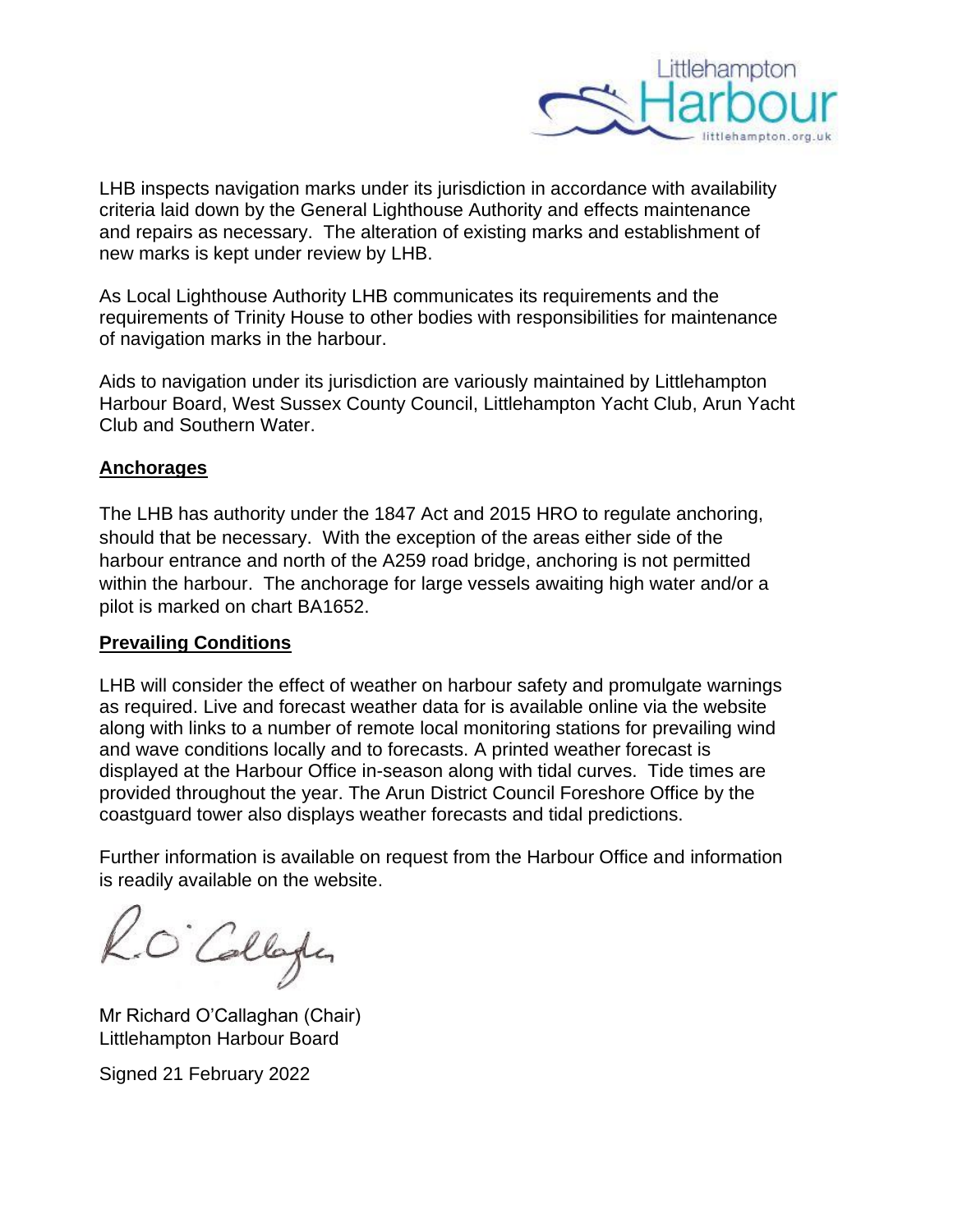LHB inspects navigation marks under its jurisdiction in accordance with availability criteria laid down by the General Lighthouse Authority and effects maintenance and repairs as necessary. The alteration of existing marks and establishment of new marks is kept under review by LHB.

As Local Lighthouse Authority LHB communicates its requirements and the requirements of Trinity House to other bodies with responsibilities for maintenance of navigation marks in the harbour.

Aids to navigation under its jurisdiction are variously maintained by Littlehampton Harbour Board, West Sussex County Council, Littlehampton Yacht Club, Arun Yacht Club and Southern Water.

## Anchorages

The LHB has authority under the 1847 Act and 2015 HRO to regulate anchoring, should that be necessary. With the exception of the areas either side of the harbour entrance and north of the A259 road bridge, anchoring is not permitted within the harbour. The anchorage for large vessels awaiting high water and/or a pilot is marked on chart BA1652.

## Prevailing Conditions

LHB will consider the effect of weather on harbour safety and promulgate warnings as required. Live and forecast weather data for is available online via the website along with links to a number of remote local monitoring stations for prevailing wind and wave conditions locally and to forecasts. A printed weather forecast is displayed at the Harbour Office in-season along with tidal curves. Tide times are provided throughout the year. The Arun District Council Foreshore Office by the coastguard tower also displays weather forecasts and tidal predictions.

Further information is available on request from the Harbour Office and information is readily available on the website.

R. O'Callaghan

Mr Richard O'Callaghan (Chair)
Littlehampton Harbour Board

Signed 21 February 2022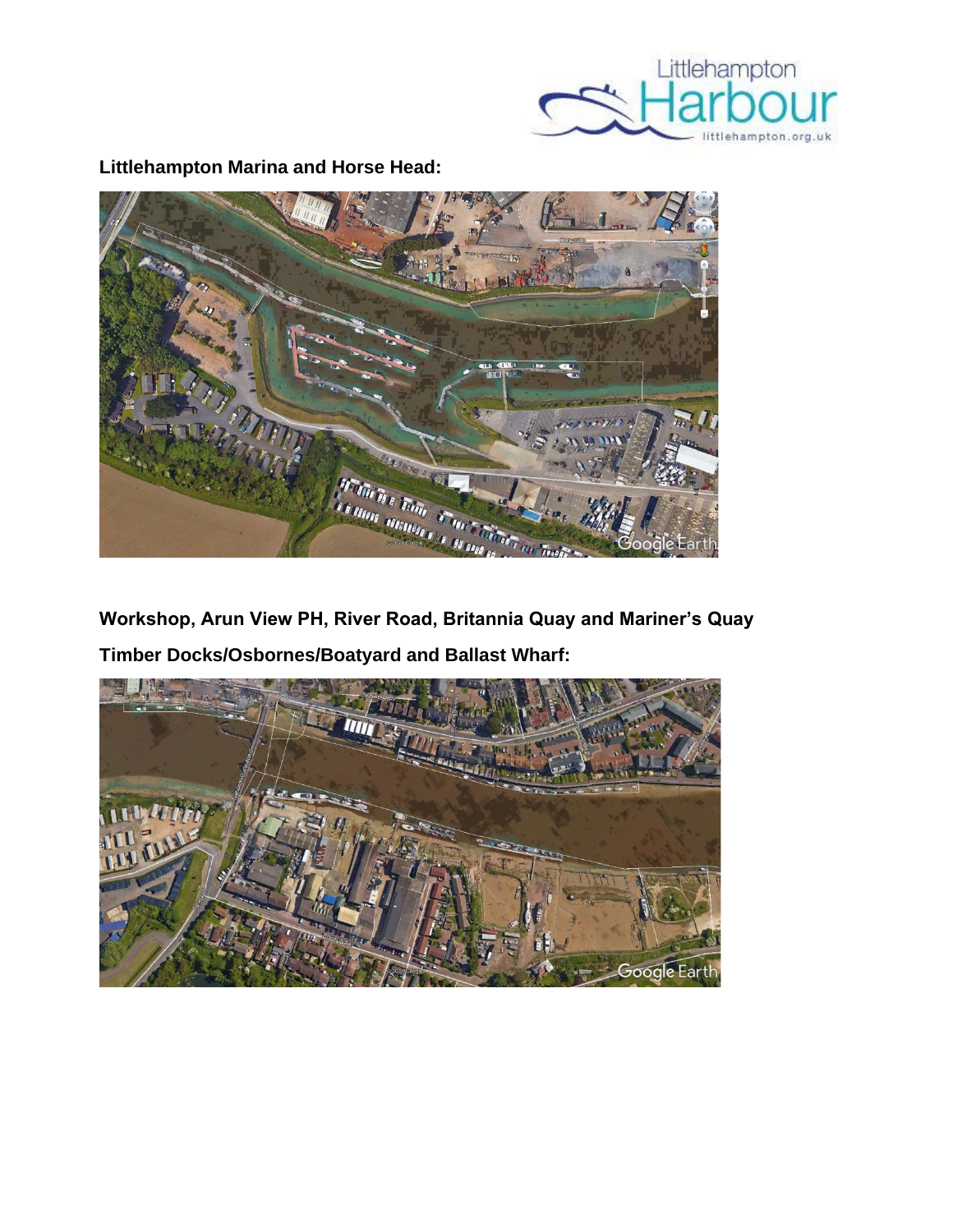**Littlehampton Marina and Horse Head:**

**Workshop, Arun View PH, River Road, Britannia Quay and Mariner's Quay**

**Timber Docks/Osbornes/Boatyard and Ballast Wharf:**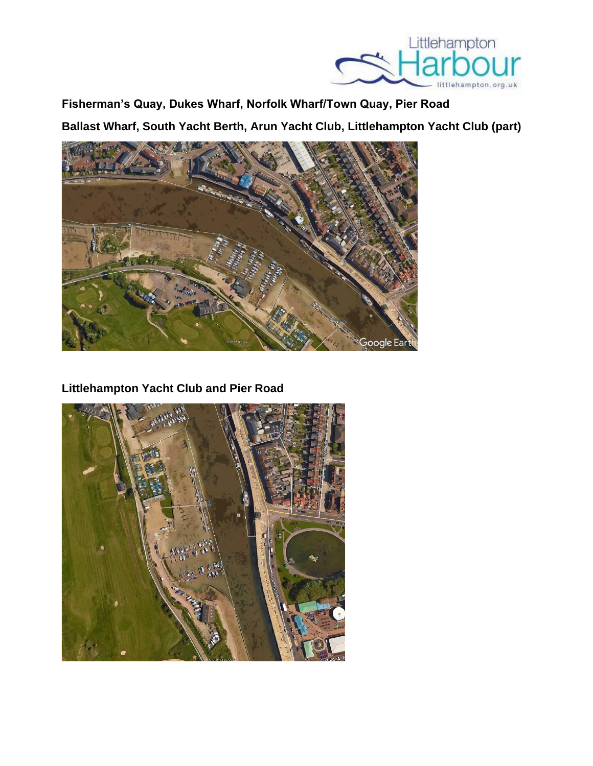**Fisherman's Quay, Dukes Wharf, Norfolk Wharf/Town Quay, Pier Road**

**Ballast Wharf, South Yacht Berth, Arun Yacht Club, Littlehampton Yacht Club (part)**

**Littlehampton Yacht Club and Pier Road**